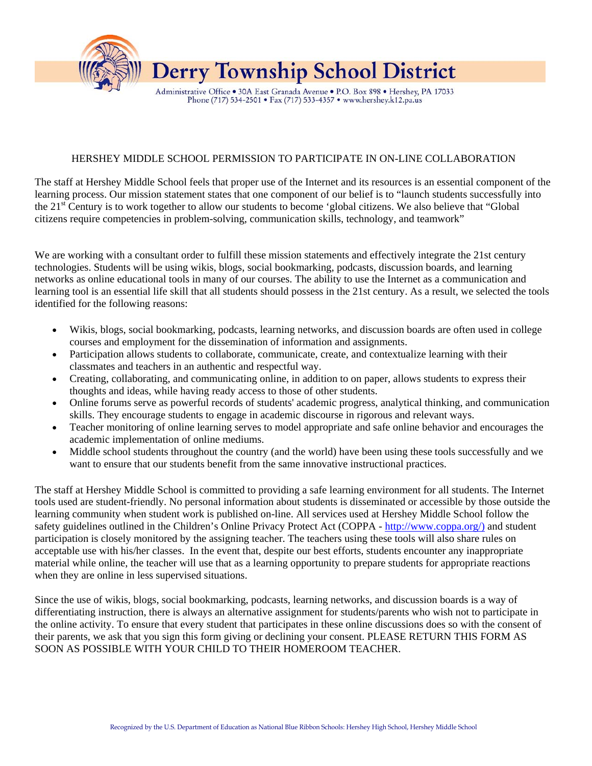# Derry Township School District

Administrative Office • 30A East Granada Avenue • P.O. Box 898 • Hershey, PA 17033
Phone (717) 534-2501 • Fax (717) 533-4357 • www.hershey.k12.pa.us

## HERSHEY MIDDLE SCHOOL PERMISSION TO PARTICIPATE IN ON-LINE COLLABORATION

The staff at Hershey Middle School feels that proper use of the Internet and its resources is an essential component of the learning process. Our mission statement states that one component of our belief is to "launch students successfully into the 21st Century is to work together to allow our students to become 'global citizens. We also believe that "Global citizens require competencies in problem-solving, communication skills, technology, and teamwork"

We are working with a consultant order to fulfill these mission statements and effectively integrate the 21st century technologies. Students will be using wikis, blogs, social bookmarking, podcasts, discussion boards, and learning networks as online educational tools in many of our courses. The ability to use the Internet as a communication and learning tool is an essential life skill that all students should possess in the 21st century. As a result, we selected the tools identified for the following reasons:

- Wikis, blogs, social bookmarking, podcasts, learning networks, and discussion boards are often used in college courses and employment for the dissemination of information and assignments.
- Participation allows students to collaborate, communicate, create, and contextualize learning with their classmates and teachers in an authentic and respectful way.
- Creating, collaborating, and communicating online, in addition to on paper, allows students to express their thoughts and ideas, while having ready access to those of other students.
- Online forums serve as powerful records of students' academic progress, analytical thinking, and communication skills. They encourage students to engage in academic discourse in rigorous and relevant ways.
- Teacher monitoring of online learning serves to model appropriate and safe online behavior and encourages the academic implementation of online mediums.
- Middle school students throughout the country (and the world) have been using these tools successfully and we want to ensure that our students benefit from the same innovative instructional practices.

The staff at Hershey Middle School is committed to providing a safe learning environment for all students. The Internet tools used are student-friendly. No personal information about students is disseminated or accessible by those outside the learning community when student work is published on-line. All services used at Hershey Middle School follow the safety guidelines outlined in the Children's Online Privacy Protect Act (COPPA - http://www.coppa.org/) and student participation is closely monitored by the assigning teacher. The teachers using these tools will also share rules on acceptable use with his/her classes. In the event that, despite our best efforts, students encounter any inappropriate material while online, the teacher will use that as a learning opportunity to prepare students for appropriate reactions when they are online in less supervised situations.

Since the use of wikis, blogs, social bookmarking, podcasts, learning networks, and discussion boards is a way of differentiating instruction, there is always an alternative assignment for students/parents who wish not to participate in the online activity. To ensure that every student that participates in these online discussions does so with the consent of their parents, we ask that you sign this form giving or declining your consent. PLEASE RETURN THIS FORM AS SOON AS POSSIBLE WITH YOUR CHILD TO THEIR HOMEROOM TEACHER.

Recognized by the U.S. Department of Education as National Blue Ribbon Schools: Hershey High School, Hershey Middle School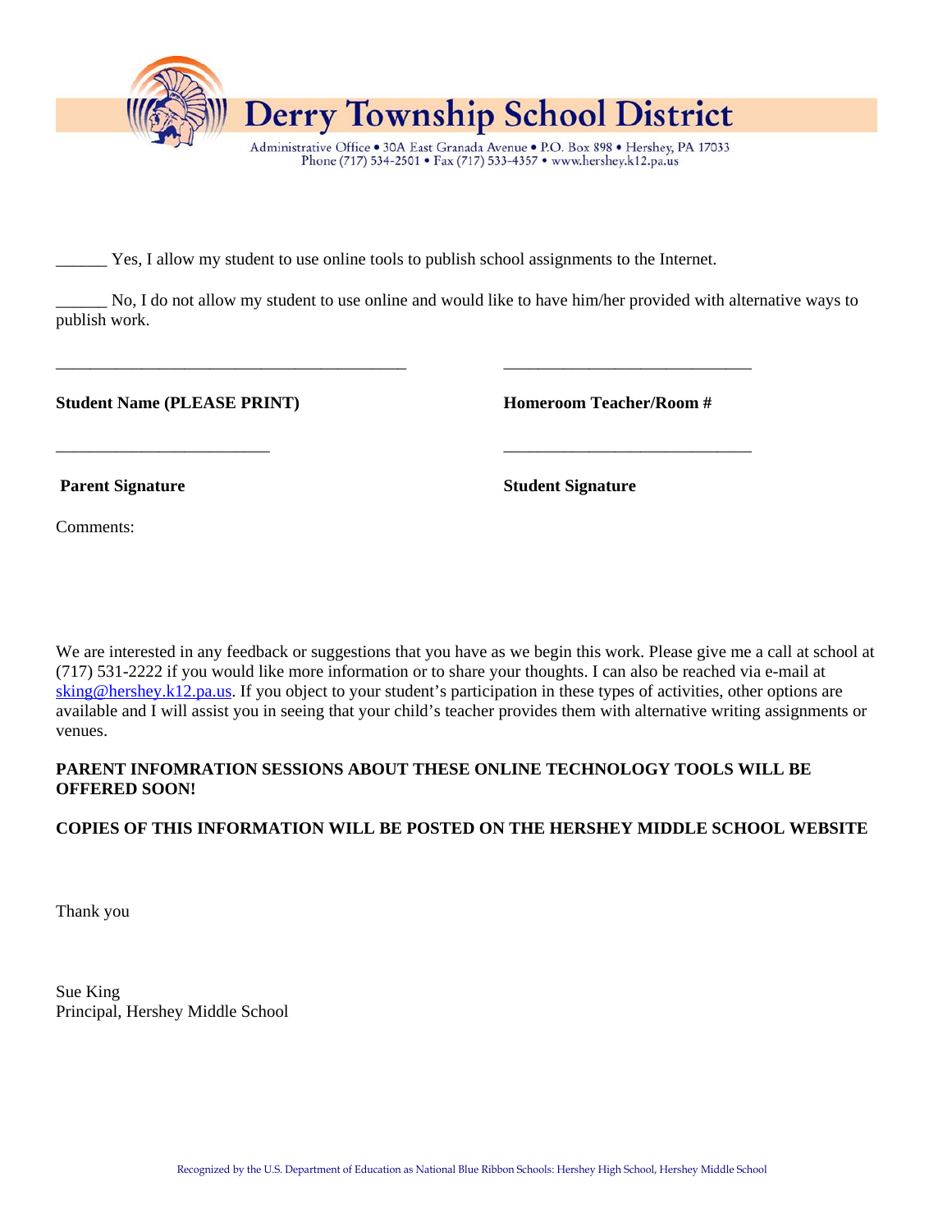______ Yes, I allow my student to use online tools to publish school assignments to the Internet.

______ No, I do not allow my student to use online and would like to have him/her provided with alternative ways to publish work.

_________________________________________ _____________________________

**Student Name (PLEASE PRINT)** **Homeroom Teacher/Room #**

_________________________ _____________________________

**Parent Signature** **Student Signature**

Comments:

We are interested in any feedback or suggestions that you have as we begin this work. Please give me a call at school at (717) 531-2222 if you would like more information or to share your thoughts. I can also be reached via e-mail at sking@hershey.k12.pa.us. If you object to your student's participation in these types of activities, other options are available and I will assist you in seeing that your child's teacher provides them with alternative writing assignments or venues.

**PARENT INFOMRATION SESSIONS ABOUT THESE ONLINE TECHNOLOGY TOOLS WILL BE OFFERED SOON!**

**COPIES OF THIS INFORMATION WILL BE POSTED ON THE HERSHEY MIDDLE SCHOOL WEBSITE**

Thank you

Sue King
Principal, Hershey Middle School